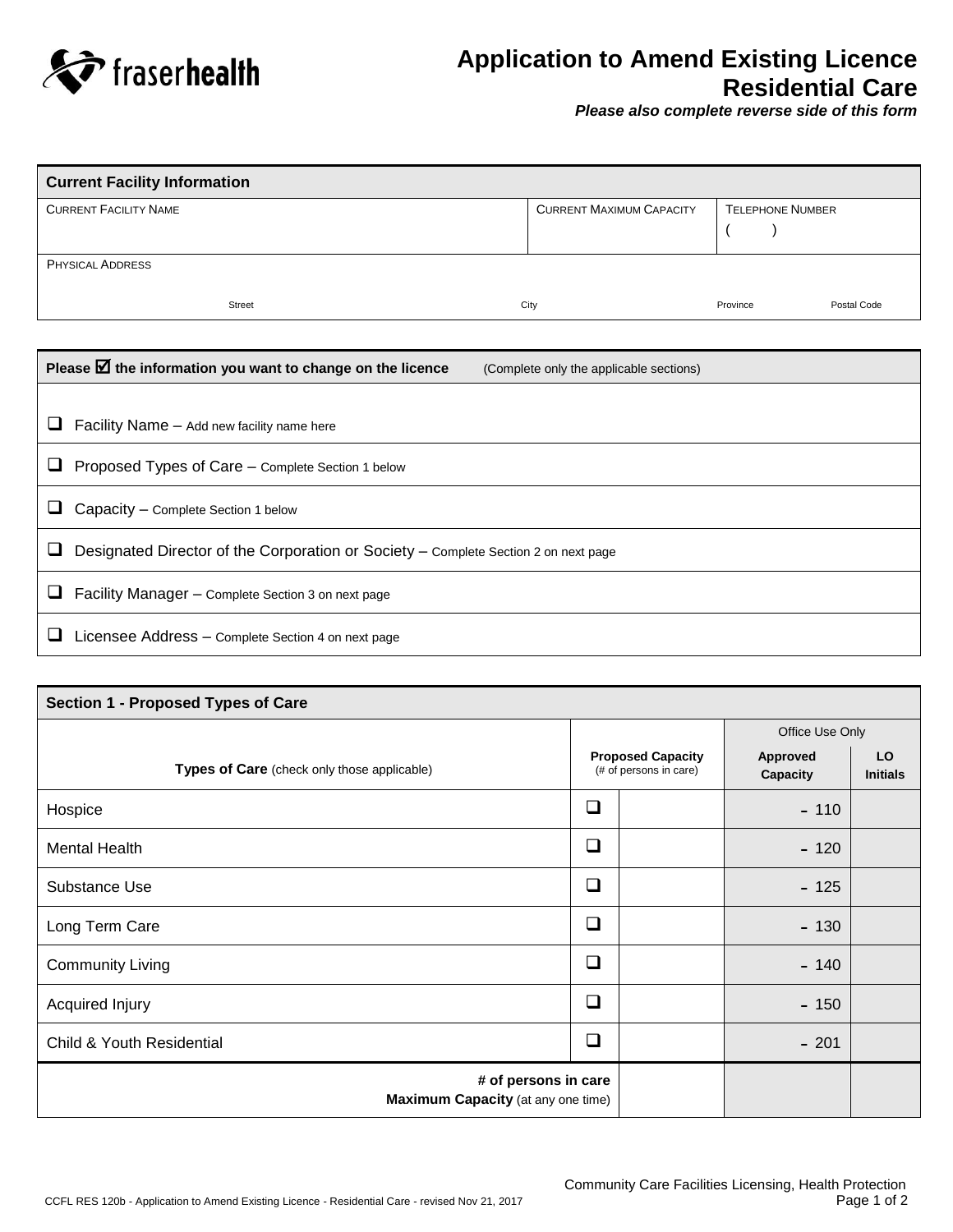fraserhealth

# Application to Amend Existing Licence Residential Care

***Please also complete reverse side of this form***

| **Current Facility Information** | | |
|---|---|---|
| CURRENT FACILITY NAME | CURRENT MAXIMUM CAPACITY | TELEPHONE NUMBER<br>( ) |
| PHYSICAL ADDRESS<br>Street City Province Postal Code | | |

| **Please ☑ the information you want to change on the licence** (Complete only the applicable sections) |
|---|
| ☐ Facility Name – Add new facility name here |
| ☐ Proposed Types of Care – Complete Section 1 below |
| ☐ Capacity – Complete Section 1 below |
| ☐ Designated Director of the Corporation or Society – Complete Section 2 on next page |
| ☐ Facility Manager – Complete Section 3 on next page |
| ☐ Licensee Address – Complete Section 4 on next page |

| **Section 1 - Proposed Types of Care** | | | Office Use Only | |
|---|---|---|---|---|
| **Types of Care** (check only those applicable) | | **Proposed Capacity** (# of persons in care) | **Approved Capacity** | **LO Initials** |
| Hospice | ☐ | | - 110 | |
| Mental Health | ☐ | | - 120 | |
| Substance Use | ☐ | | - 125 | |
| Long Term Care | ☐ | | - 130 | |
| Community Living | ☐ | | - 140 | |
| Acquired Injury | ☐ | | - 150 | |
| Child & Youth Residential | ☐ | | - 201 | |
| **# of persons in care**<br>**Maximum Capacity** (at any one time) | | | | |

Community Care Facilities Licensing, Health Protection

CCFL RES 120b - Application to Amend Existing Licence - Residential Care - revised Nov 21, 2017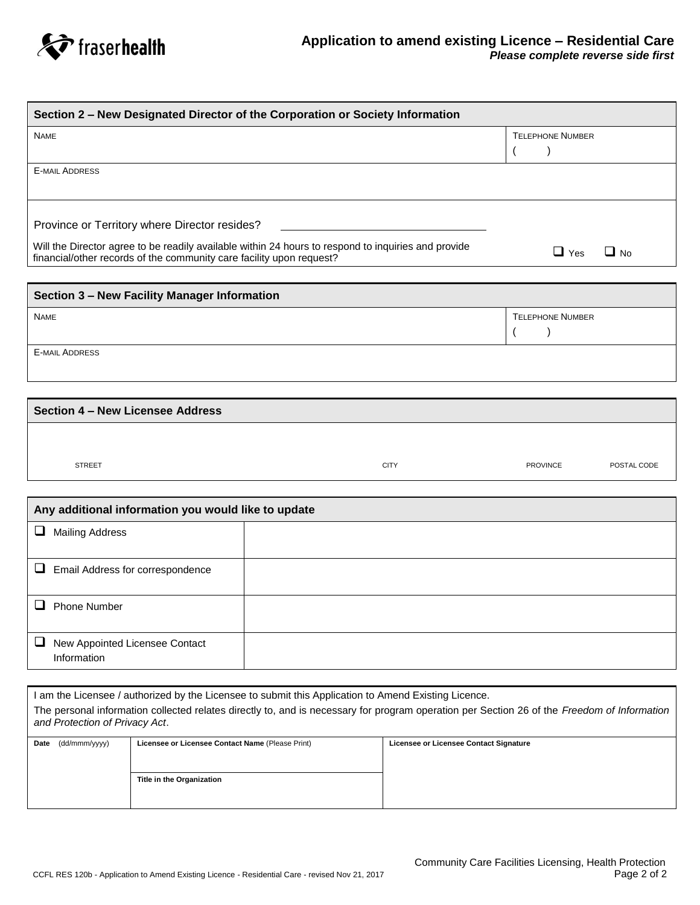## Application to amend existing Licence – Residential Care

***Please complete reverse side first***

| **Section 2 – New Designated Director of the Corporation or Society Information** | |
|---|---|
| NAME | TELEPHONE NUMBER<br>(    ) |
| E-MAIL ADDRESS | |
| Province or Territory where Director resides? ______________________ | |
| Will the Director agree to be readily available within 24 hours to respond to inquiries and provide financial/other records of the community care facility upon request? | ❑ Yes ❑ No |

| **Section 3 – New Facility Manager Information** | |
|---|---|
| NAME | TELEPHONE NUMBER<br>(    ) |
| E-MAIL ADDRESS | |

| **Section 4 – New Licensee Address** | | | |
|---|---|---|---|
| | | | |
| STREET | CITY | PROVINCE | POSTAL CODE |

| **Any additional information you would like to update** | |
|---|---|
| ❑ Mailing Address | |
| ❑ Email Address for correspondence | |
| ❑ Phone Number | |
| ❑ New Appointed Licensee Contact Information | |

I am the Licensee / authorized by the Licensee to submit this Application to Amend Existing Licence.

The personal information collected relates directly to, and is necessary for program operation per Section 26 of the *Freedom of Information and Protection of Privacy Act*.

| **Date** (dd/mmm/yyyy) | **Licensee or Licensee Contact Name** (Please Print) | **Licensee or Licensee Contact Signature** |
|---|---|---|
| | **Title in the Organization** | |

Community Care Facilities Licensing, Health Protection

CCFL RES 120b - Application to Amend Existing Licence - Residential Care - revised Nov 21, 2017